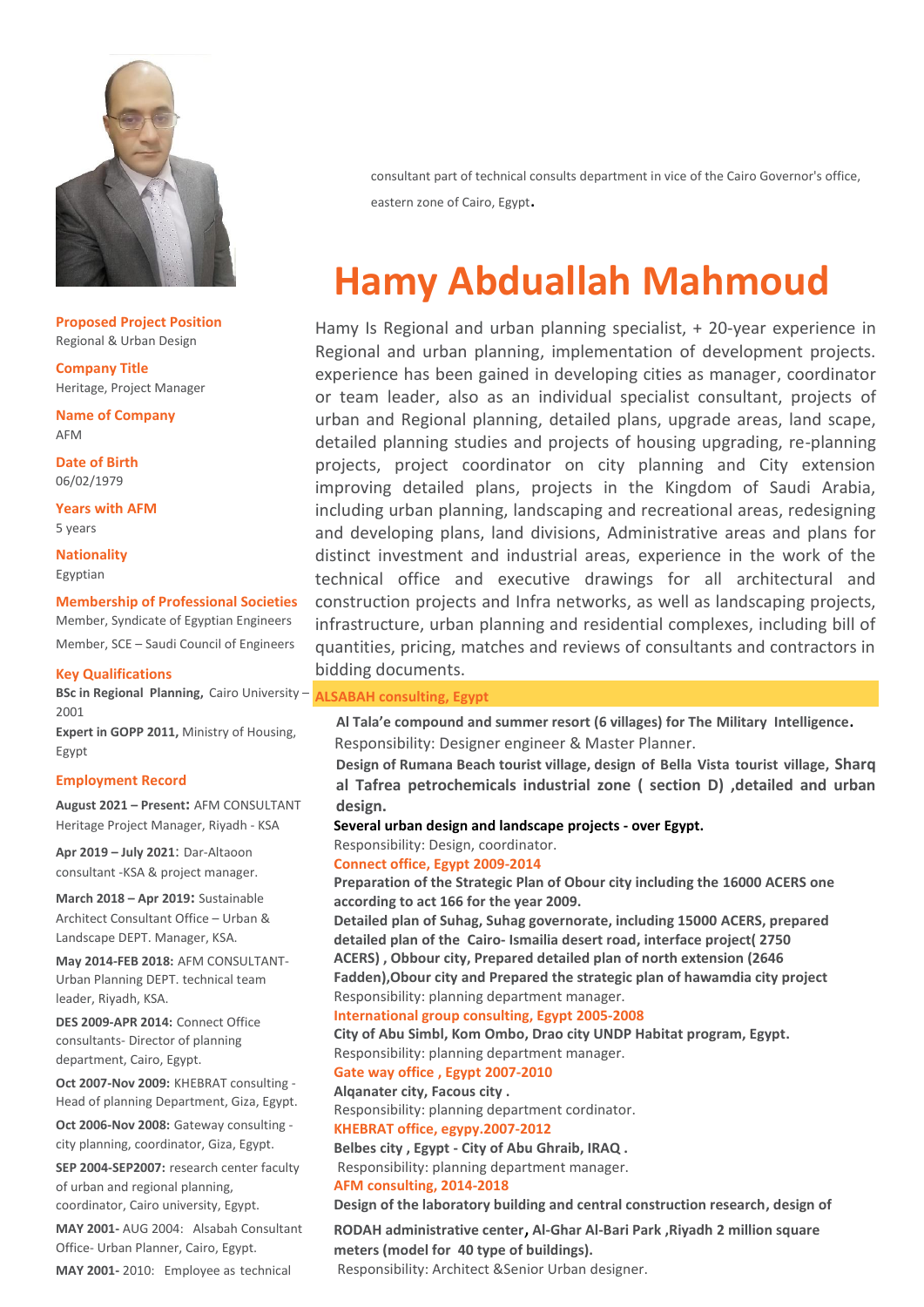# Hamy Abduallah Mahmoud

consultant part of technical consults department in vice of the Cairo Governor's office, eastern zone of Cairo, Egypt.

**Proposed Project Position**
Regional & Urban Design

**Company Title**
Heritage, Project Manager

**Name of Company**
AFM

**Date of Birth**
06/02/1979

**Years with AFM**
5 years

**Nationality**
Egyptian

**Membership of Professional Societies**
Member, Syndicate of Egyptian Engineers
Member, SCE – Saudi Council of Engineers

**Key Qualifications**

**BSc in Regional Planning,** Cairo University – 2001

**Expert in GOPP 2011,** Ministry of Housing, Egypt

**Employment Record**

**August 2021 – Present:** AFM CONSULTANT Heritage Project Manager, Riyadh - KSA

**Apr 2019 – July 2021**: Dar-Altaoon consultant -KSA & project manager.

**March 2018 – Apr 2019:** Sustainable Architect Consultant Office – Urban & Landscape DEPT. Manager, KSA.

**May 2014-FEB 2018:** AFM CONSULTANT-Urban Planning DEPT. technical team leader, Riyadh, KSA.

**DES 2009-APR 2014:** Connect Office consultants- Director of planning department, Cairo, Egypt.

**Oct 2007-Nov 2009:** KHEBRAT consulting - Head of planning Department, Giza, Egypt.

**Oct 2006-Nov 2008:** Gateway consulting - city planning, coordinator, Giza, Egypt.

**SEP 2004-SEP2007:** research center faculty of urban and regional planning, coordinator, Cairo university, Egypt.

**MAY 2001-** AUG 2004: Alsabah Consultant Office- Urban Planner, Cairo, Egypt.

**MAY 2001-** 2010: Employee as technical

Hamy Is Regional and urban planning specialist, + 20-year experience in Regional and urban planning, implementation of development projects. experience has been gained in developing cities as manager, coordinator or team leader, also as an individual specialist consultant, projects of urban and Regional planning, detailed plans, upgrade areas, land scape, detailed planning studies and projects of housing upgrading, re-planning projects, project coordinator on city planning and City extension improving detailed plans, projects in the Kingdom of Saudi Arabia, including urban planning, landscaping and recreational areas, redesigning and developing plans, land divisions, Administrative areas and plans for distinct investment and industrial areas, experience in the work of the technical office and executive drawings for all architectural and construction projects and Infra networks, as well as landscaping projects, infrastructure, urban planning and residential complexes, including bill of quantities, pricing, matches and reviews of consultants and contractors in bidding documents.

**ALSABAH consulting, Egypt**

**Al Tala'e compound and summer resort (6 villages) for The Military Intelligence.**
Responsibility: Designer engineer & Master Planner.

**Design of Rumana Beach tourist village, design of Bella Vista tourist village, Sharq al Tafrea petrochemicals industrial zone ( section D) ,detailed and urban design.**

**Several urban design and landscape projects - over Egypt.**
Responsibility: Design, coordinator.

**Connect office, Egypt 2009-2014**

**Preparation of the Strategic Plan of Obour city including the 16000 ACERS one according to act 166 for the year 2009.**
**Detailed plan of Suhag, Suhag governorate, including 15000 ACERS, prepared detailed plan of the Cairo- Ismailia desert road, interface project( 2750 ACERS) , Obbour city, Prepared detailed plan of north extension (2646 Fadden),Obour city and Prepared the strategic plan of hawamdia city project**
Responsibility: planning department manager.

**International group consulting, Egypt 2005-2008**

**City of Abu Simbl, Kom Ombo, Drao city UNDP Habitat program, Egypt.**
Responsibility: planning department manager.

**Gate way office , Egypt 2007-2010**

**Alqanater city, Facous city .**
Responsibility: planning department cordinator.

**KHEBRAT office, egypy.2007-2012**

**Belbes city , Egypt - City of Abu Ghraib, IRAQ .**
Responsibility: planning department manager.

**AFM consulting, 2014-2018**

**Design of the laboratory building and central construction research, design of RODAH administrative center, Al-Ghar Al-Bari Park ,Riyadh 2 million square meters (model for 40 type of buildings).**
Responsibility: Architect &Senior Urban designer.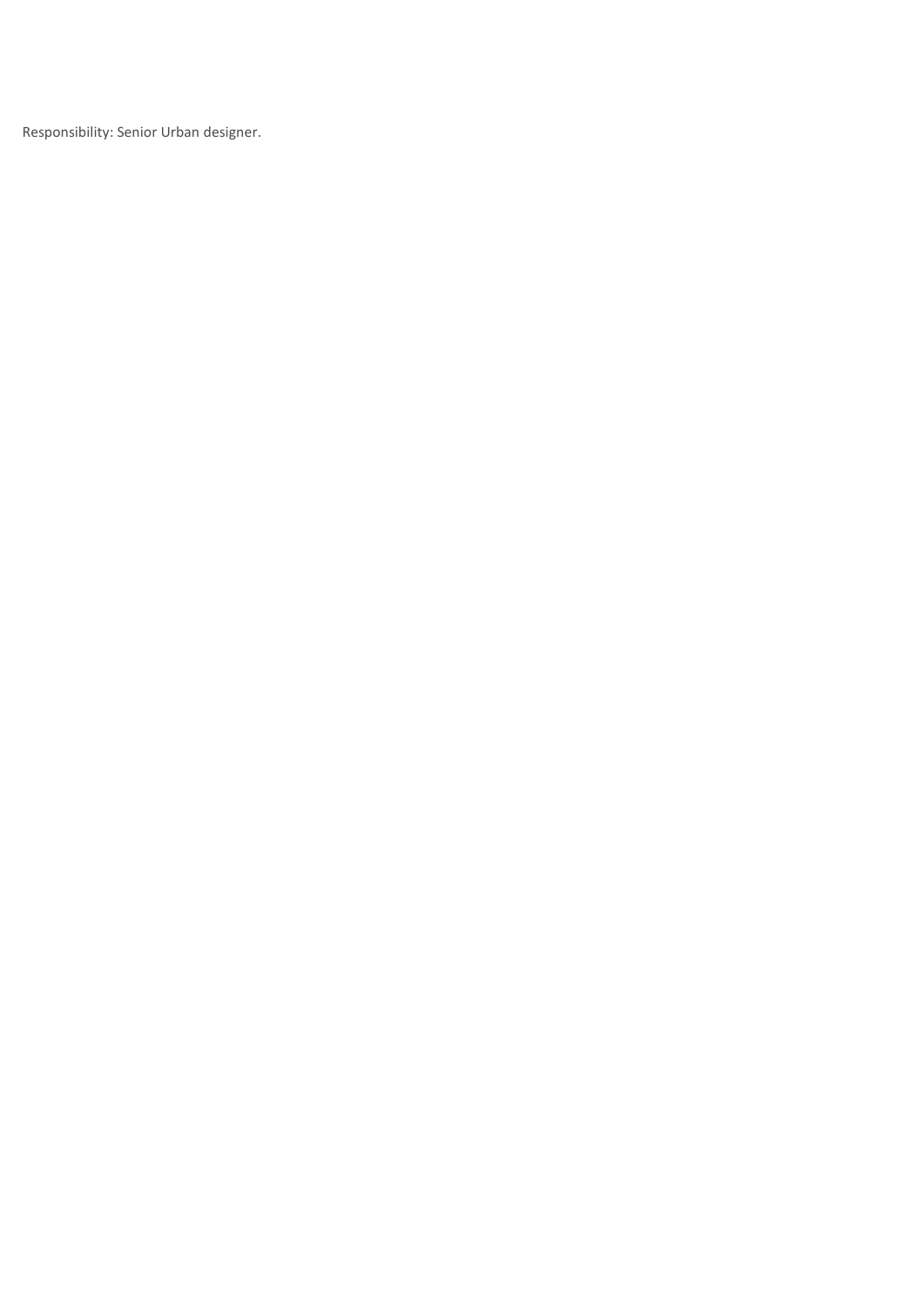Responsibility: Senior Urban designer.